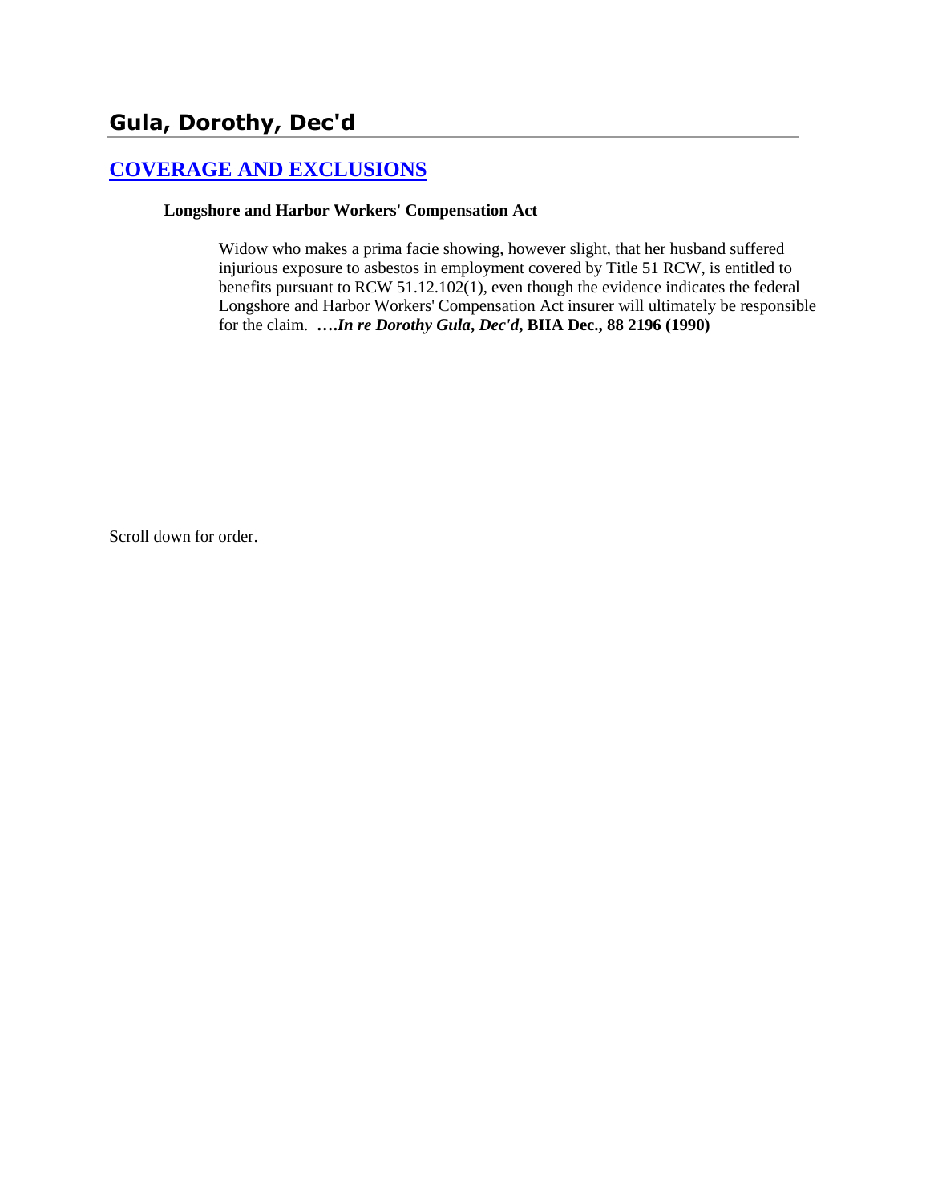# Gula, Dorothy, Dec'd

## [COVERAGE AND EXCLUSIONS]

**Longshore and Harbor Workers' Compensation Act**

> Widow who makes a prima facie showing, however slight, that her husband suffered injurious exposure to asbestos in employment covered by Title 51 RCW, is entitled to benefits pursuant to RCW 51.12.102(1), even though the evidence indicates the federal Longshore and Harbor Workers' Compensation Act insurer will ultimately be responsible for the claim. **….*In re Dorothy Gula, Dec'd*, BIIA Dec., 88 2196 (1990)**

Scroll down for order.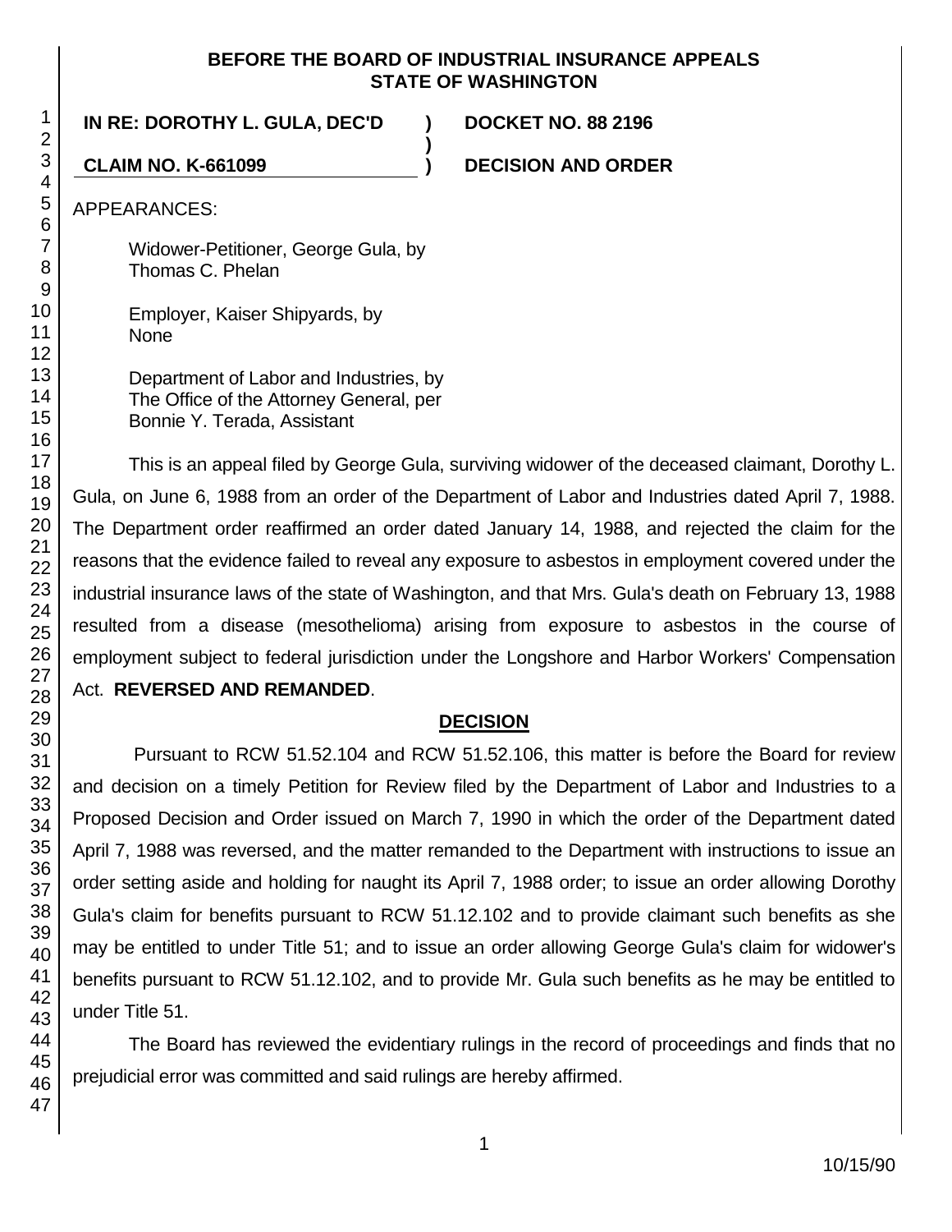**BEFORE THE BOARD OF INDUSTRIAL INSURANCE APPEALS**
**STATE OF WASHINGTON**

**IN RE: DOROTHY L. GULA, DEC'D** ) **DOCKET NO. 88 2196**
)
**CLAIM NO. K-661099** ) **DECISION AND ORDER**

APPEARANCES:

Widower-Petitioner, George Gula, by
Thomas C. Phelan

Employer, Kaiser Shipyards, by
None

Department of Labor and Industries, by
The Office of the Attorney General, per
Bonnie Y. Terada, Assistant

This is an appeal filed by George Gula, surviving widower of the deceased claimant, Dorothy L. Gula, on June 6, 1988 from an order of the Department of Labor and Industries dated April 7, 1988. The Department order reaffirmed an order dated January 14, 1988, and rejected the claim for the reasons that the evidence failed to reveal any exposure to asbestos in employment covered under the industrial insurance laws of the state of Washington, and that Mrs. Gula's death on February 13, 1988 resulted from a disease (mesothelioma) arising from exposure to asbestos in the course of employment subject to federal jurisdiction under the Longshore and Harbor Workers' Compensation Act. **REVERSED AND REMANDED**.

## DECISION

Pursuant to RCW 51.52.104 and RCW 51.52.106, this matter is before the Board for review and decision on a timely Petition for Review filed by the Department of Labor and Industries to a Proposed Decision and Order issued on March 7, 1990 in which the order of the Department dated April 7, 1988 was reversed, and the matter remanded to the Department with instructions to issue an order setting aside and holding for naught its April 7, 1988 order; to issue an order allowing Dorothy Gula's claim for benefits pursuant to RCW 51.12.102 and to provide claimant such benefits as she may be entitled to under Title 51; and to issue an order allowing George Gula's claim for widower's benefits pursuant to RCW 51.12.102, and to provide Mr. Gula such benefits as he may be entitled to under Title 51.

The Board has reviewed the evidentiary rulings in the record of proceedings and finds that no prejudicial error was committed and said rulings are hereby affirmed.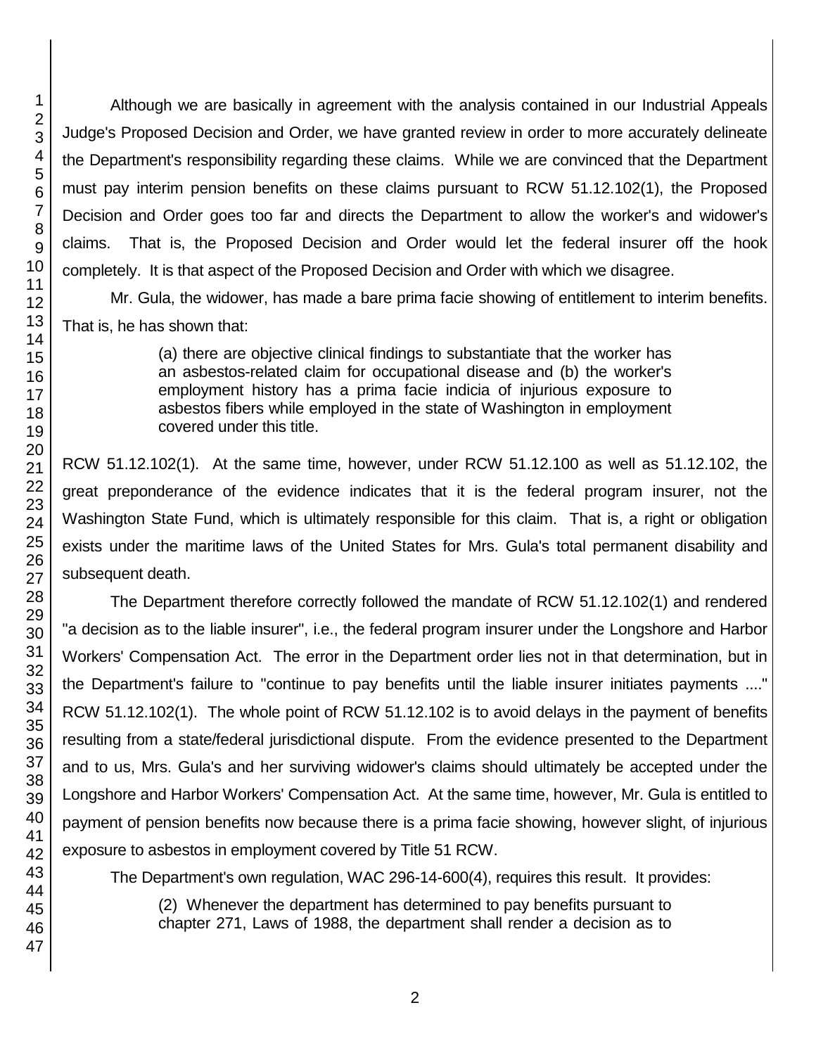Although we are basically in agreement with the analysis contained in our Industrial Appeals Judge's Proposed Decision and Order, we have granted review in order to more accurately delineate the Department's responsibility regarding these claims. While we are convinced that the Department must pay interim pension benefits on these claims pursuant to RCW 51.12.102(1), the Proposed Decision and Order goes too far and directs the Department to allow the worker's and widower's claims. That is, the Proposed Decision and Order would let the federal insurer off the hook completely. It is that aspect of the Proposed Decision and Order with which we disagree.

Mr. Gula, the widower, has made a bare prima facie showing of entitlement to interim benefits. That is, he has shown that:

> (a) there are objective clinical findings to substantiate that the worker has an asbestos-related claim for occupational disease and (b) the worker's employment history has a prima facie indicia of injurious exposure to asbestos fibers while employed in the state of Washington in employment covered under this title.

RCW 51.12.102(1). At the same time, however, under RCW 51.12.100 as well as 51.12.102, the great preponderance of the evidence indicates that it is the federal program insurer, not the Washington State Fund, which is ultimately responsible for this claim. That is, a right or obligation exists under the maritime laws of the United States for Mrs. Gula's total permanent disability and subsequent death.

The Department therefore correctly followed the mandate of RCW 51.12.102(1) and rendered "a decision as to the liable insurer", i.e., the federal program insurer under the Longshore and Harbor Workers' Compensation Act. The error in the Department order lies not in that determination, but in the Department's failure to "continue to pay benefits until the liable insurer initiates payments ...." RCW 51.12.102(1). The whole point of RCW 51.12.102 is to avoid delays in the payment of benefits resulting from a state/federal jurisdictional dispute. From the evidence presented to the Department and to us, Mrs. Gula's and her surviving widower's claims should ultimately be accepted under the Longshore and Harbor Workers' Compensation Act. At the same time, however, Mr. Gula is entitled to payment of pension benefits now because there is a prima facie showing, however slight, of injurious exposure to asbestos in employment covered by Title 51 RCW.

The Department's own regulation, WAC 296-14-600(4), requires this result. It provides:

> (2) Whenever the department has determined to pay benefits pursuant to chapter 271, Laws of 1988, the department shall render a decision as to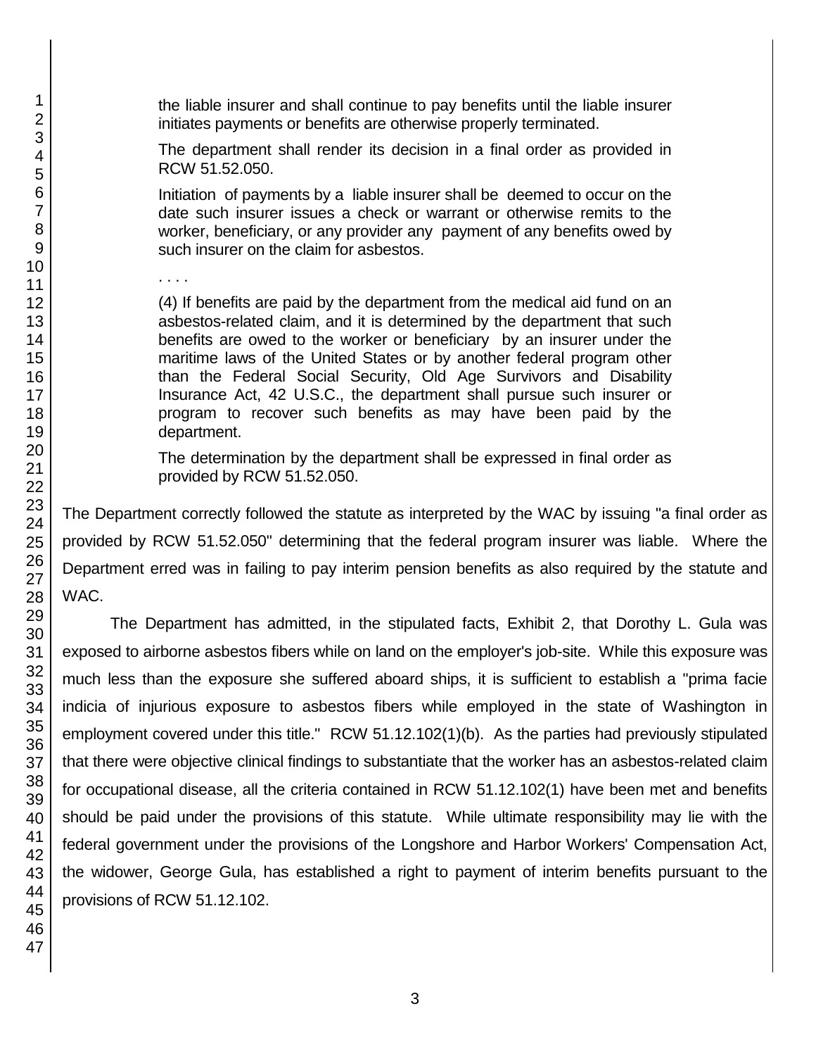> the liable insurer and shall continue to pay benefits until the liable insurer initiates payments or benefits are otherwise properly terminated.
>
> The department shall render its decision in a final order as provided in RCW 51.52.050.
>
> Initiation of payments by a liable insurer shall be deemed to occur on the date such insurer issues a check or warrant or otherwise remits to the worker, beneficiary, or any provider any payment of any benefits owed by such insurer on the claim for asbestos.
>
> . . . .
>
> (4) If benefits are paid by the department from the medical aid fund on an asbestos-related claim, and it is determined by the department that such benefits are owed to the worker or beneficiary by an insurer under the maritime laws of the United States or by another federal program other than the Federal Social Security, Old Age Survivors and Disability Insurance Act, 42 U.S.C., the department shall pursue such insurer or program to recover such benefits as may have been paid by the department.
>
> The determination by the department shall be expressed in final order as provided by RCW 51.52.050.

The Department correctly followed the statute as interpreted by the WAC by issuing "a final order as provided by RCW 51.52.050" determining that the federal program insurer was liable. Where the Department erred was in failing to pay interim pension benefits as also required by the statute and WAC.

The Department has admitted, in the stipulated facts, Exhibit 2, that Dorothy L. Gula was exposed to airborne asbestos fibers while on land on the employer's job-site. While this exposure was much less than the exposure she suffered aboard ships, it is sufficient to establish a "prima facie indicia of injurious exposure to asbestos fibers while employed in the state of Washington in employment covered under this title." RCW 51.12.102(1)(b). As the parties had previously stipulated that there were objective clinical findings to substantiate that the worker has an asbestos-related claim for occupational disease, all the criteria contained in RCW 51.12.102(1) have been met and benefits should be paid under the provisions of this statute. While ultimate responsibility may lie with the federal government under the provisions of the Longshore and Harbor Workers' Compensation Act, the widower, George Gula, has established a right to payment of interim benefits pursuant to the provisions of RCW 51.12.102.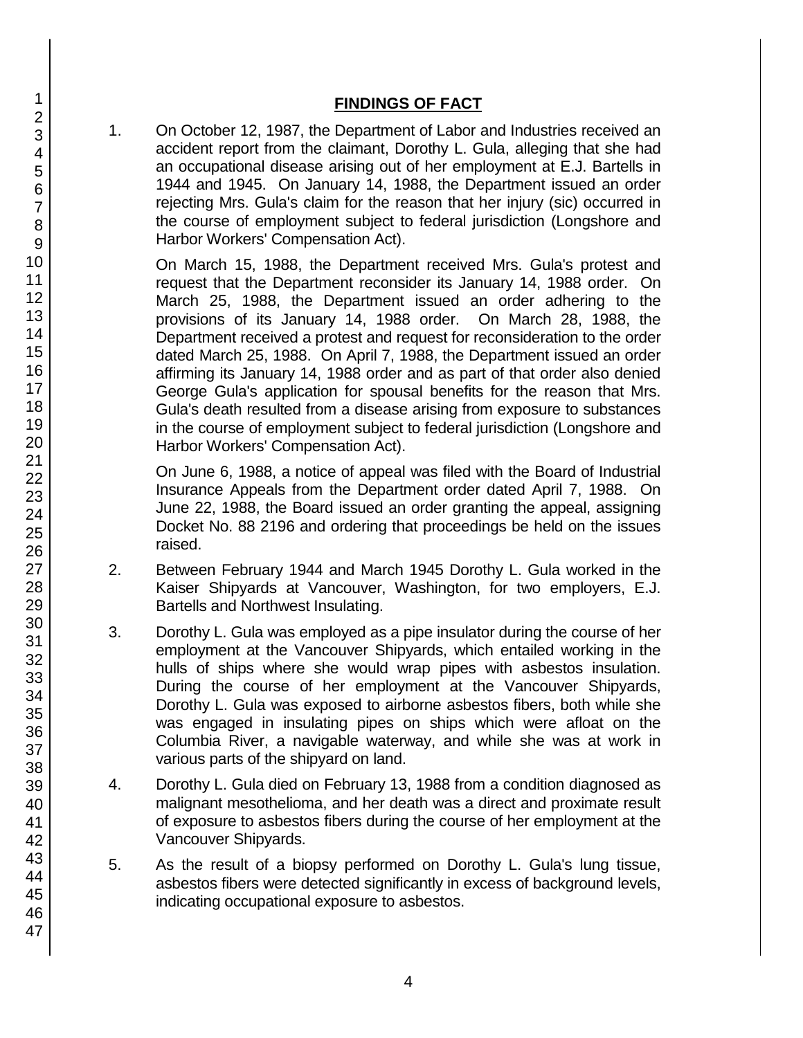## FINDINGS OF FACT

1. On October 12, 1987, the Department of Labor and Industries received an accident report from the claimant, Dorothy L. Gula, alleging that she had an occupational disease arising out of her employment at E.J. Bartells in 1944 and 1945. On January 14, 1988, the Department issued an order rejecting Mrs. Gula's claim for the reason that her injury (sic) occurred in the course of employment subject to federal jurisdiction (Longshore and Harbor Workers' Compensation Act).

   On March 15, 1988, the Department received Mrs. Gula's protest and request that the Department reconsider its January 14, 1988 order. On March 25, 1988, the Department issued an order adhering to the provisions of its January 14, 1988 order. On March 28, 1988, the Department received a protest and request for reconsideration to the order dated March 25, 1988. On April 7, 1988, the Department issued an order affirming its January 14, 1988 order and as part of that order also denied George Gula's application for spousal benefits for the reason that Mrs. Gula's death resulted from a disease arising from exposure to substances in the course of employment subject to federal jurisdiction (Longshore and Harbor Workers' Compensation Act).

   On June 6, 1988, a notice of appeal was filed with the Board of Industrial Insurance Appeals from the Department order dated April 7, 1988. On June 22, 1988, the Board issued an order granting the appeal, assigning Docket No. 88 2196 and ordering that proceedings be held on the issues raised.

2. Between February 1944 and March 1945 Dorothy L. Gula worked in the Kaiser Shipyards at Vancouver, Washington, for two employers, E.J. Bartells and Northwest Insulating.

3. Dorothy L. Gula was employed as a pipe insulator during the course of her employment at the Vancouver Shipyards, which entailed working in the hulls of ships where she would wrap pipes with asbestos insulation. During the course of her employment at the Vancouver Shipyards, Dorothy L. Gula was exposed to airborne asbestos fibers, both while she was engaged in insulating pipes on ships which were afloat on the Columbia River, a navigable waterway, and while she was at work in various parts of the shipyard on land.

4. Dorothy L. Gula died on February 13, 1988 from a condition diagnosed as malignant mesothelioma, and her death was a direct and proximate result of exposure to asbestos fibers during the course of her employment at the Vancouver Shipyards.

5. As the result of a biopsy performed on Dorothy L. Gula's lung tissue, asbestos fibers were detected significantly in excess of background levels, indicating occupational exposure to asbestos.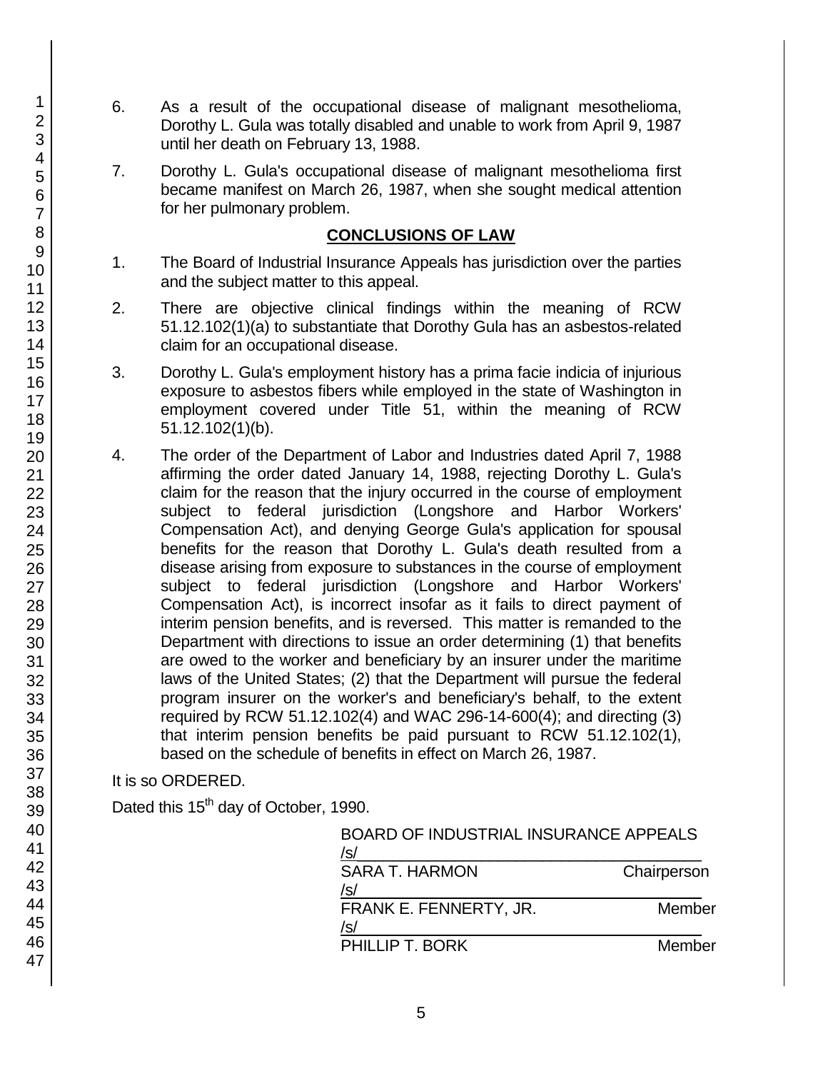6. As a result of the occupational disease of malignant mesothelioma, Dorothy L. Gula was totally disabled and unable to work from April 9, 1987 until her death on February 13, 1988.

7. Dorothy L. Gula's occupational disease of malignant mesothelioma first became manifest on March 26, 1987, when she sought medical attention for her pulmonary problem.

## CONCLUSIONS OF LAW

1. The Board of Industrial Insurance Appeals has jurisdiction over the parties and the subject matter to this appeal.

2. There are objective clinical findings within the meaning of RCW 51.12.102(1)(a) to substantiate that Dorothy Gula has an asbestos-related claim for an occupational disease.

3. Dorothy L. Gula's employment history has a prima facie indicia of injurious exposure to asbestos fibers while employed in the state of Washington in employment covered under Title 51, within the meaning of RCW 51.12.102(1)(b).

4. The order of the Department of Labor and Industries dated April 7, 1988 affirming the order dated January 14, 1988, rejecting Dorothy L. Gula's claim for the reason that the injury occurred in the course of employment subject to federal jurisdiction (Longshore and Harbor Workers' Compensation Act), and denying George Gula's application for spousal benefits for the reason that Dorothy L. Gula's death resulted from a disease arising from exposure to substances in the course of employment subject to federal jurisdiction (Longshore and Harbor Workers' Compensation Act), is incorrect insofar as it fails to direct payment of interim pension benefits, and is reversed. This matter is remanded to the Department with directions to issue an order determining (1) that benefits are owed to the worker and beneficiary by an insurer under the maritime laws of the United States; (2) that the Department will pursue the federal program insurer on the worker's and beneficiary's behalf, to the extent required by RCW 51.12.102(4) and WAC 296-14-600(4); and directing (3) that interim pension benefits be paid pursuant to RCW 51.12.102(1), based on the schedule of benefits in effect on March 26, 1987.

It is so ORDERED.

Dated this 15th day of October, 1990.

BOARD OF INDUSTRIAL INSURANCE APPEALS

/s/
SARA T. HARMON Chairperson

/s/
FRANK E. FENNERTY, JR. Member

/s/
PHILLIP T. BORK Member